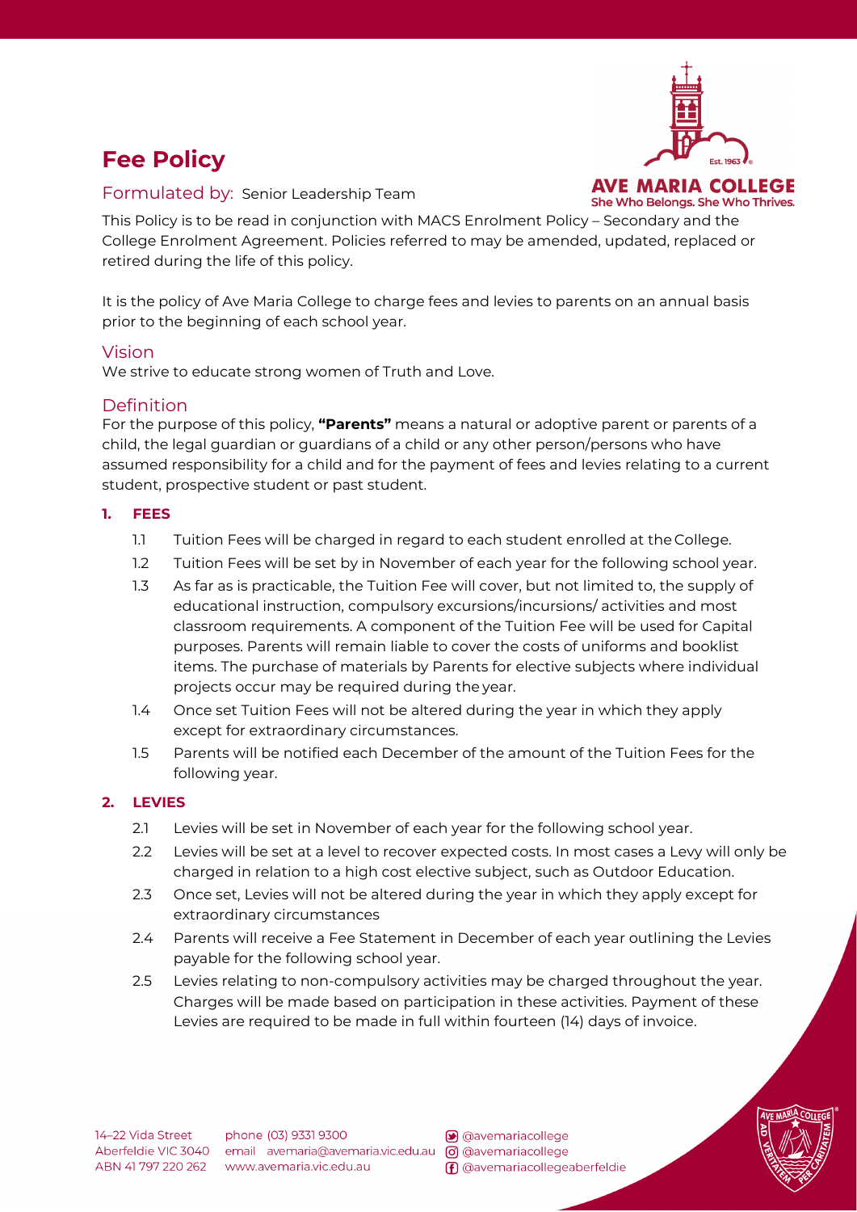# Fee Policy

## Formulated by: Senior Leadership Team

This Policy is to be read in conjunction with MACS Enrolment Policy – Secondary and the College Enrolment Agreement. Policies referred to may be amended, updated, replaced or retired during the life of this policy.

It is the policy of Ave Maria College to charge fees and levies to parents on an annual basis prior to the beginning of each school year.

## Vision

We strive to educate strong women of Truth and Love.

## Definition

For the purpose of this policy, **"Parents"** means a natural or adoptive parent or parents of a child, the legal guardian or guardians of a child or any other person/persons who have assumed responsibility for a child and for the payment of fees and levies relating to a current student, prospective student or past student.

### 1. FEES

1.1 Tuition Fees will be charged in regard to each student enrolled at the College.

1.2 Tuition Fees will be set by in November of each year for the following school year.

1.3 As far as is practicable, the Tuition Fee will cover, but not limited to, the supply of educational instruction, compulsory excursions/incursions/ activities and most classroom requirements. A component of the Tuition Fee will be used for Capital purposes. Parents will remain liable to cover the costs of uniforms and booklist items. The purchase of materials by Parents for elective subjects where individual projects occur may be required during the year.

1.4 Once set Tuition Fees will not be altered during the year in which they apply except for extraordinary circumstances.

1.5 Parents will be notified each December of the amount of the Tuition Fees for the following year.

### 2. LEVIES

2.1 Levies will be set in November of each year for the following school year.

2.2 Levies will be set at a level to recover expected costs. In most cases a Levy will only be charged in relation to a high cost elective subject, such as Outdoor Education.

2.3 Once set, Levies will not be altered during the year in which they apply except for extraordinary circumstances

2.4 Parents will receive a Fee Statement in December of each year outlining the Levies payable for the following school year.

2.5 Levies relating to non-compulsory activities may be charged throughout the year. Charges will be made based on participation in these activities. Payment of these Levies are required to be made in full within fourteen (14) days of invoice.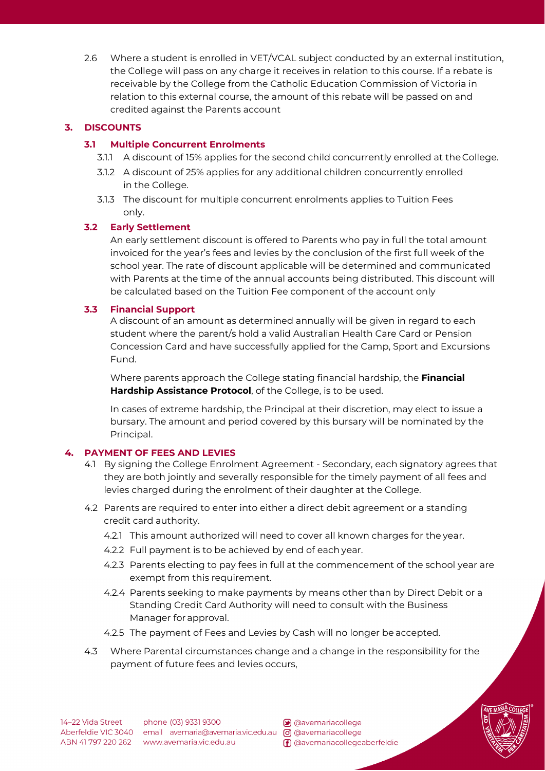2.6 Where a student is enrolled in VET/VCAL subject conducted by an external institution, the College will pass on any charge it receives in relation to this course. If a rebate is receivable by the College from the Catholic Education Commission of Victoria in relation to this external course, the amount of this rebate will be passed on and credited against the Parents account

## 3. DISCOUNTS

### 3.1 Multiple Concurrent Enrolments

3.1.1 A discount of 15% applies for the second child concurrently enrolled at the College.

3.1.2 A discount of 25% applies for any additional children concurrently enrolled in the College.

3.1.3 The discount for multiple concurrent enrolments applies to Tuition Fees only.

### 3.2 Early Settlement

An early settlement discount is offered to Parents who pay in full the total amount invoiced for the year's fees and levies by the conclusion of the first full week of the school year. The rate of discount applicable will be determined and communicated with Parents at the time of the annual accounts being distributed. This discount will be calculated based on the Tuition Fee component of the account only

### 3.3 Financial Support

A discount of an amount as determined annually will be given in regard to each student where the parent/s hold a valid Australian Health Care Card or Pension Concession Card and have successfully applied for the Camp, Sport and Excursions Fund.

Where parents approach the College stating financial hardship, the **Financial Hardship Assistance Protocol**, of the College, is to be used.

In cases of extreme hardship, the Principal at their discretion, may elect to issue a bursary. The amount and period covered by this bursary will be nominated by the Principal.

## 4. PAYMENT OF FEES AND LEVIES

4.1 By signing the College Enrolment Agreement - Secondary, each signatory agrees that they are both jointly and severally responsible for the timely payment of all fees and levies charged during the enrolment of their daughter at the College.

4.2 Parents are required to enter into either a direct debit agreement or a standing credit card authority.

4.2.1 This amount authorized will need to cover all known charges for the year.

4.2.2 Full payment is to be achieved by end of each year.

4.2.3 Parents electing to pay fees in full at the commencement of the school year are exempt from this requirement.

4.2.4 Parents seeking to make payments by means other than by Direct Debit or a Standing Credit Card Authority will need to consult with the Business Manager for approval.

4.2.5 The payment of Fees and Levies by Cash will no longer be accepted.

4.3 Where Parental circumstances change and a change in the responsibility for the payment of future fees and levies occurs,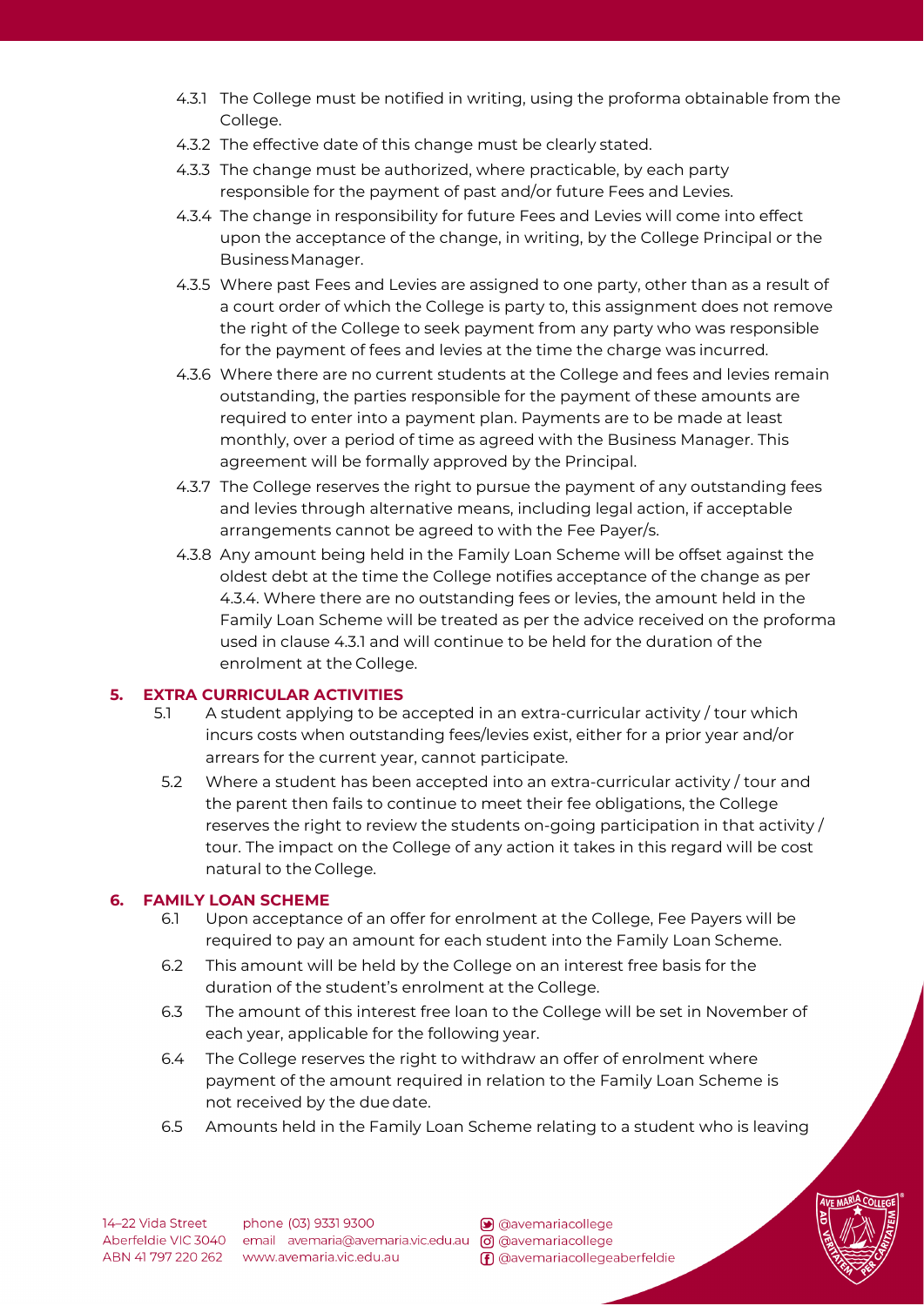4.3.1 The College must be notified in writing, using the proforma obtainable from the College.

4.3.2 The effective date of this change must be clearly stated.

4.3.3 The change must be authorized, where practicable, by each party responsible for the payment of past and/or future Fees and Levies.

4.3.4 The change in responsibility for future Fees and Levies will come into effect upon the acceptance of the change, in writing, by the College Principal or the Business Manager.

4.3.5 Where past Fees and Levies are assigned to one party, other than as a result of a court order of which the College is party to, this assignment does not remove the right of the College to seek payment from any party who was responsible for the payment of fees and levies at the time the charge was incurred.

4.3.6 Where there are no current students at the College and fees and levies remain outstanding, the parties responsible for the payment of these amounts are required to enter into a payment plan. Payments are to be made at least monthly, over a period of time as agreed with the Business Manager. This agreement will be formally approved by the Principal.

4.3.7 The College reserves the right to pursue the payment of any outstanding fees and levies through alternative means, including legal action, if acceptable arrangements cannot be agreed to with the Fee Payer/s.

4.3.8 Any amount being held in the Family Loan Scheme will be offset against the oldest debt at the time the College notifies acceptance of the change as per 4.3.4. Where there are no outstanding fees or levies, the amount held in the Family Loan Scheme will be treated as per the advice received on the proforma used in clause 4.3.1 and will continue to be held for the duration of the enrolment at the College.

## 5. EXTRA CURRICULAR ACTIVITIES

5.1 A student applying to be accepted in an extra-curricular activity / tour which incurs costs when outstanding fees/levies exist, either for a prior year and/or arrears for the current year, cannot participate.

5.2 Where a student has been accepted into an extra-curricular activity / tour and the parent then fails to continue to meet their fee obligations, the College reserves the right to review the students on-going participation in that activity / tour. The impact on the College of any action it takes in this regard will be cost natural to the College.

## 6. FAMILY LOAN SCHEME

6.1 Upon acceptance of an offer for enrolment at the College, Fee Payers will be required to pay an amount for each student into the Family Loan Scheme.

6.2 This amount will be held by the College on an interest free basis for the duration of the student's enrolment at the College.

6.3 The amount of this interest free loan to the College will be set in November of each year, applicable for the following year.

6.4 The College reserves the right to withdraw an offer of enrolment where payment of the amount required in relation to the Family Loan Scheme is not received by the due date.

6.5 Amounts held in the Family Loan Scheme relating to a student who is leaving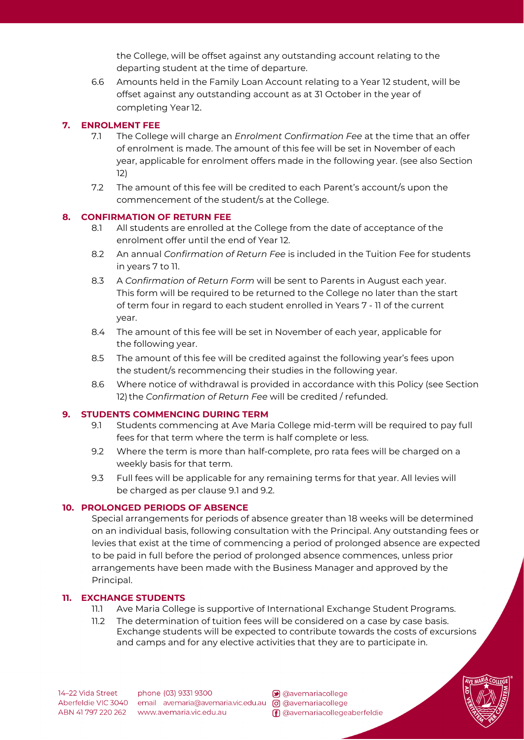the College, will be offset against any outstanding account relating to the departing student at the time of departure.

6.6 Amounts held in the Family Loan Account relating to a Year 12 student, will be offset against any outstanding account as at 31 October in the year of completing Year 12.

## 7. ENROLMENT FEE

7.1 The College will charge an *Enrolment Confirmation Fee* at the time that an offer of enrolment is made. The amount of this fee will be set in November of each year, applicable for enrolment offers made in the following year. (see also Section 12)

7.2 The amount of this fee will be credited to each Parent's account/s upon the commencement of the student/s at the College.

## 8. CONFIRMATION OF RETURN FEE

8.1 All students are enrolled at the College from the date of acceptance of the enrolment offer until the end of Year 12.

8.2 An annual *Confirmation of Return Fee* is included in the Tuition Fee for students in years 7 to 11.

8.3 A *Confirmation of Return Form* will be sent to Parents in August each year. This form will be required to be returned to the College no later than the start of term four in regard to each student enrolled in Years 7 - 11 of the current year.

8.4 The amount of this fee will be set in November of each year, applicable for the following year.

8.5 The amount of this fee will be credited against the following year's fees upon the student/s recommencing their studies in the following year.

8.6 Where notice of withdrawal is provided in accordance with this Policy (see Section 12) the *Confirmation of Return Fee* will be credited / refunded.

## 9. STUDENTS COMMENCING DURING TERM

9.1 Students commencing at Ave Maria College mid-term will be required to pay full fees for that term where the term is half complete or less.

9.2 Where the term is more than half-complete, pro rata fees will be charged on a weekly basis for that term.

9.3 Full fees will be applicable for any remaining terms for that year. All levies will be charged as per clause 9.1 and 9.2.

## 10. PROLONGED PERIODS OF ABSENCE

Special arrangements for periods of absence greater than 18 weeks will be determined on an individual basis, following consultation with the Principal. Any outstanding fees or levies that exist at the time of commencing a period of prolonged absence are expected to be paid in full before the period of prolonged absence commences, unless prior arrangements have been made with the Business Manager and approved by the Principal.

## 11. EXCHANGE STUDENTS

11.1 Ave Maria College is supportive of International Exchange Student Programs.

11.2 The determination of tuition fees will be considered on a case by case basis. Exchange students will be expected to contribute towards the costs of excursions and camps and for any elective activities that they are to participate in.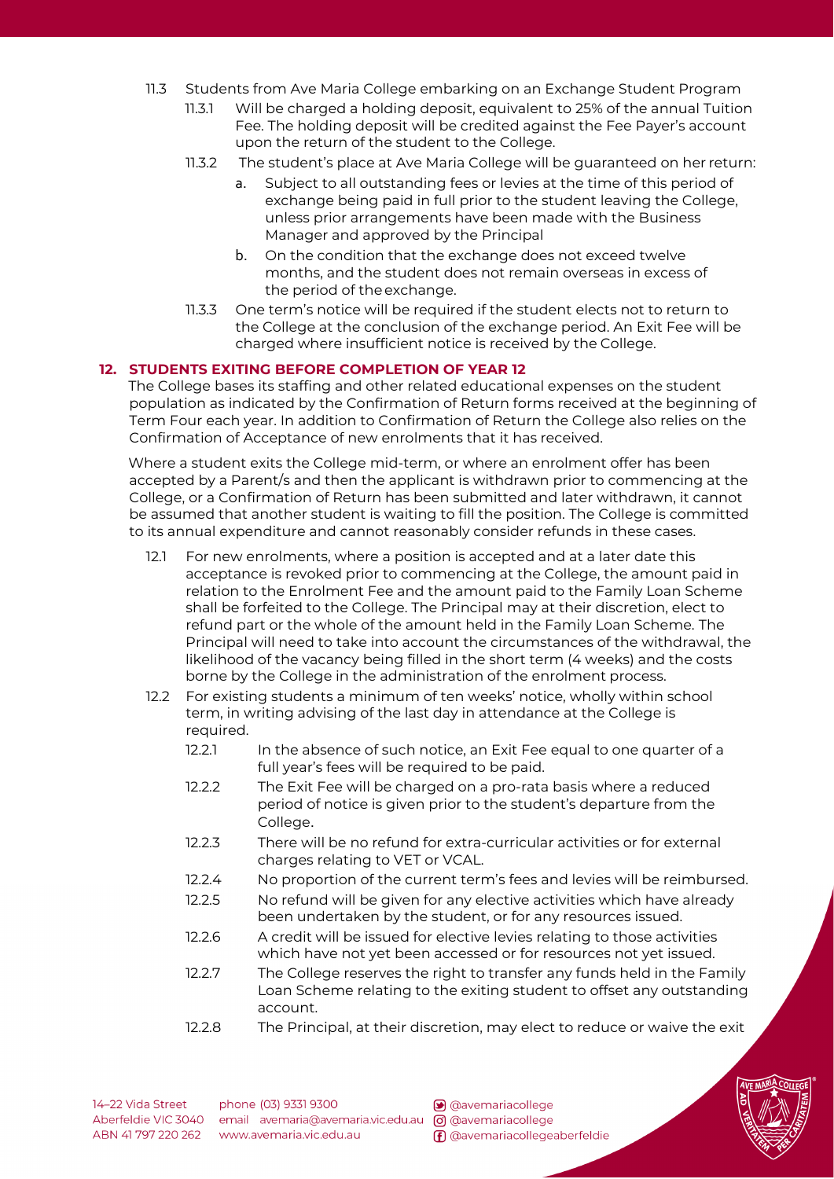- 11.3 Students from Ave Maria College embarking on an Exchange Student Program
  - 11.3.1 Will be charged a holding deposit, equivalent to 25% of the annual Tuition Fee. The holding deposit will be credited against the Fee Payer's account upon the return of the student to the College.
  - 11.3.2 The student's place at Ave Maria College will be guaranteed on her return:
    - a. Subject to all outstanding fees or levies at the time of this period of exchange being paid in full prior to the student leaving the College, unless prior arrangements have been made with the Business Manager and approved by the Principal
    - b. On the condition that the exchange does not exceed twelve months, and the student does not remain overseas in excess of the period of the exchange.
  - 11.3.3 One term's notice will be required if the student elects not to return to the College at the conclusion of the exchange period. An Exit Fee will be charged where insufficient notice is received by the College.

## 12. STUDENTS EXITING BEFORE COMPLETION OF YEAR 12

The College bases its staffing and other related educational expenses on the student population as indicated by the Confirmation of Return forms received at the beginning of Term Four each year. In addition to Confirmation of Return the College also relies on the Confirmation of Acceptance of new enrolments that it has received.

Where a student exits the College mid-term, or where an enrolment offer has been accepted by a Parent/s and then the applicant is withdrawn prior to commencing at the College, or a Confirmation of Return has been submitted and later withdrawn, it cannot be assumed that another student is waiting to fill the position. The College is committed to its annual expenditure and cannot reasonably consider refunds in these cases.

- 12.1 For new enrolments, where a position is accepted and at a later date this acceptance is revoked prior to commencing at the College, the amount paid in relation to the Enrolment Fee and the amount paid to the Family Loan Scheme shall be forfeited to the College. The Principal may at their discretion, elect to refund part or the whole of the amount held in the Family Loan Scheme. The Principal will need to take into account the circumstances of the withdrawal, the likelihood of the vacancy being filled in the short term (4 weeks) and the costs borne by the College in the administration of the enrolment process.
- 12.2 For existing students a minimum of ten weeks' notice, wholly within school term, in writing advising of the last day in attendance at the College is required.
  - 12.2.1 In the absence of such notice, an Exit Fee equal to one quarter of a full year's fees will be required to be paid.
  - 12.2.2 The Exit Fee will be charged on a pro-rata basis where a reduced period of notice is given prior to the student's departure from the College.
  - 12.2.3 There will be no refund for extra-curricular activities or for external charges relating to VET or VCAL.
  - 12.2.4 No proportion of the current term's fees and levies will be reimbursed.
  - 12.2.5 No refund will be given for any elective activities which have already been undertaken by the student, or for any resources issued.
  - 12.2.6 A credit will be issued for elective levies relating to those activities which have not yet been accessed or for resources not yet issued.
  - 12.2.7 The College reserves the right to transfer any funds held in the Family Loan Scheme relating to the exiting student to offset any outstanding account.
  - 12.2.8 The Principal, at their discretion, may elect to reduce or waive the exit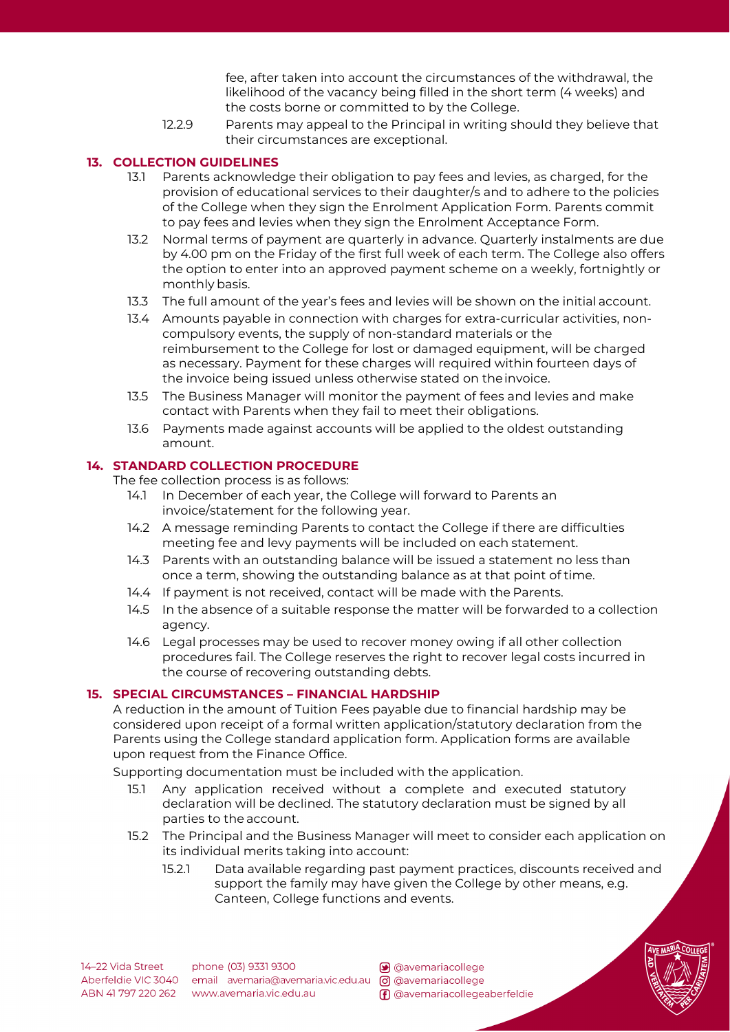fee, after taken into account the circumstances of the withdrawal, the likelihood of the vacancy being filled in the short term (4 weeks) and the costs borne or committed to by the College.

12.2.9 Parents may appeal to the Principal in writing should they believe that their circumstances are exceptional.

## 13. COLLECTION GUIDELINES

13.1 Parents acknowledge their obligation to pay fees and levies, as charged, for the provision of educational services to their daughter/s and to adhere to the policies of the College when they sign the Enrolment Application Form. Parents commit to pay fees and levies when they sign the Enrolment Acceptance Form.

13.2 Normal terms of payment are quarterly in advance. Quarterly instalments are due by 4.00 pm on the Friday of the first full week of each term. The College also offers the option to enter into an approved payment scheme on a weekly, fortnightly or monthly basis.

13.3 The full amount of the year's fees and levies will be shown on the initial account.

13.4 Amounts payable in connection with charges for extra-curricular activities, non-compulsory events, the supply of non-standard materials or the reimbursement to the College for lost or damaged equipment, will be charged as necessary. Payment for these charges will required within fourteen days of the invoice being issued unless otherwise stated on the invoice.

13.5 The Business Manager will monitor the payment of fees and levies and make contact with Parents when they fail to meet their obligations.

13.6 Payments made against accounts will be applied to the oldest outstanding amount.

## 14. STANDARD COLLECTION PROCEDURE

The fee collection process is as follows:

14.1 In December of each year, the College will forward to Parents an invoice/statement for the following year.

14.2 A message reminding Parents to contact the College if there are difficulties meeting fee and levy payments will be included on each statement.

14.3 Parents with an outstanding balance will be issued a statement no less than once a term, showing the outstanding balance as at that point of time.

14.4 If payment is not received, contact will be made with the Parents.

14.5 In the absence of a suitable response the matter will be forwarded to a collection agency.

14.6 Legal processes may be used to recover money owing if all other collection procedures fail. The College reserves the right to recover legal costs incurred in the course of recovering outstanding debts.

## 15. SPECIAL CIRCUMSTANCES – FINANCIAL HARDSHIP

A reduction in the amount of Tuition Fees payable due to financial hardship may be considered upon receipt of a formal written application/statutory declaration from the Parents using the College standard application form. Application forms are available upon request from the Finance Office.

Supporting documentation must be included with the application.

15.1 Any application received without a complete and executed statutory declaration will be declined. The statutory declaration must be signed by all parties to the account.

15.2 The Principal and the Business Manager will meet to consider each application on its individual merits taking into account:

15.2.1 Data available regarding past payment practices, discounts received and support the family may have given the College by other means, e.g. Canteen, College functions and events.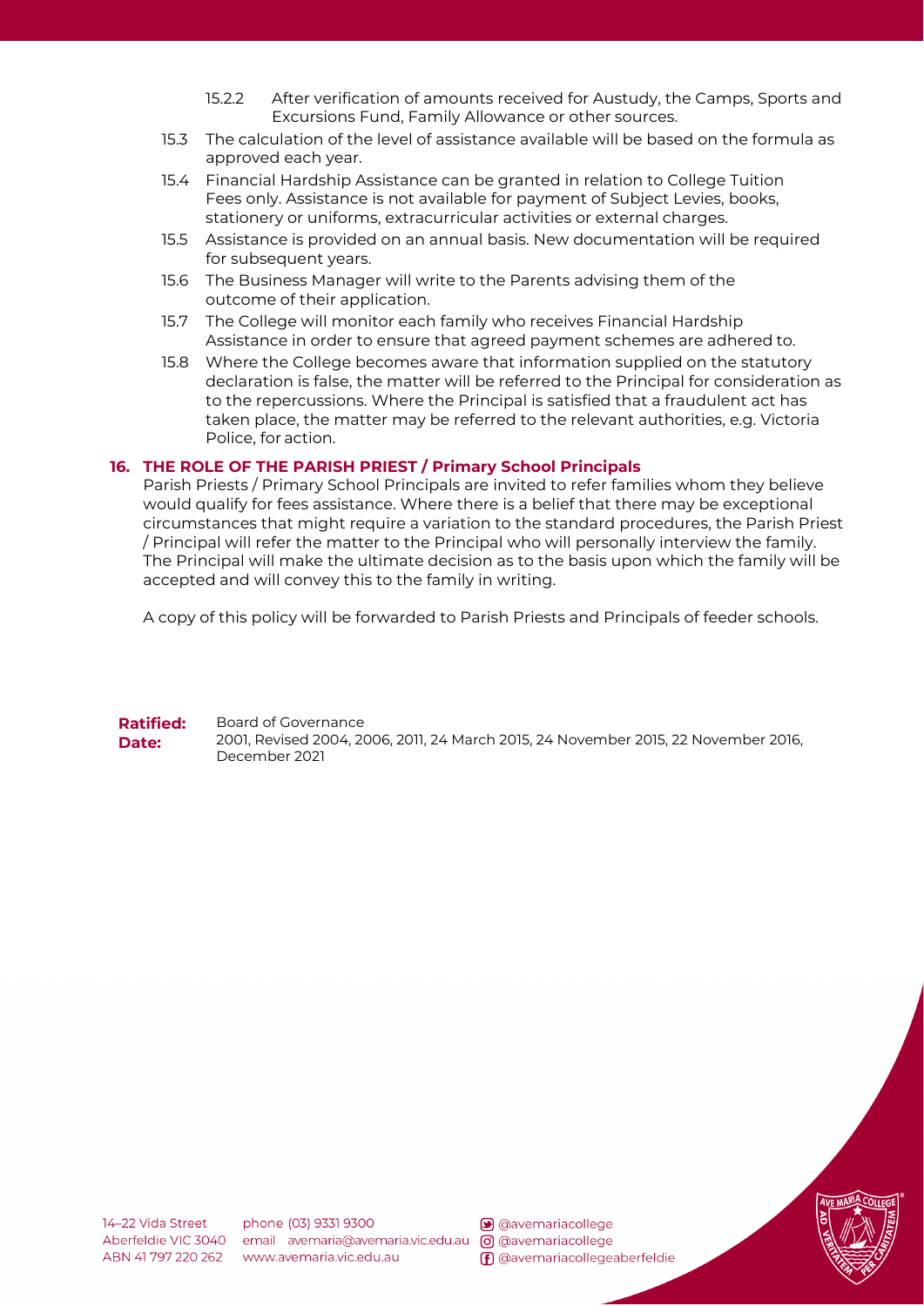15.2.2 After verification of amounts received for Austudy, the Camps, Sports and Excursions Fund, Family Allowance or other sources.

15.3 The calculation of the level of assistance available will be based on the formula as approved each year.

15.4 Financial Hardship Assistance can be granted in relation to College Tuition Fees only. Assistance is not available for payment of Subject Levies, books, stationery or uniforms, extracurricular activities or external charges.

15.5 Assistance is provided on an annual basis. New documentation will be required for subsequent years.

15.6 The Business Manager will write to the Parents advising them of the outcome of their application.

15.7 The College will monitor each family who receives Financial Hardship Assistance in order to ensure that agreed payment schemes are adhered to.

15.8 Where the College becomes aware that information supplied on the statutory declaration is false, the matter will be referred to the Principal for consideration as to the repercussions. Where the Principal is satisfied that a fraudulent act has taken place, the matter may be referred to the relevant authorities, e.g. Victoria Police, for action.

## 16. THE ROLE OF THE PARISH PRIEST / Primary School Principals

Parish Priests / Primary School Principals are invited to refer families whom they believe would qualify for fees assistance. Where there is a belief that there may be exceptional circumstances that might require a variation to the standard procedures, the Parish Priest / Principal will refer the matter to the Principal who will personally interview the family. The Principal will make the ultimate decision as to the basis upon which the family will be accepted and will convey this to the family in writing.

A copy of this policy will be forwarded to Parish Priests and Principals of feeder schools.

**Ratified:** Board of Governance

**Date:** 2001, Revised 2004, 2006, 2011, 24 March 2015, 24 November 2015, 22 November 2016, December 2021